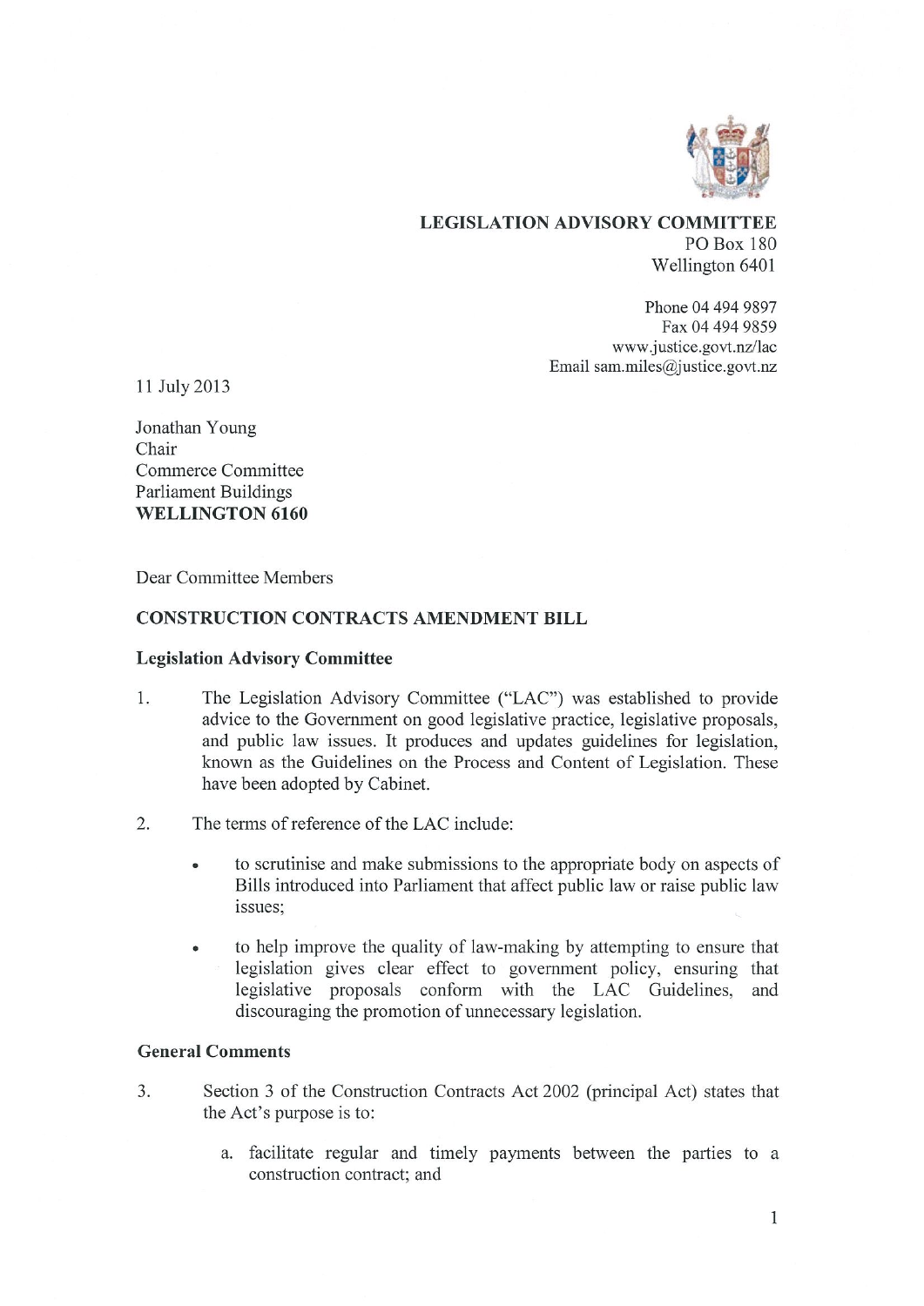**LEGISLATION ADVISORY COMMITTEE**
PO Box 180
Wellington 6401

Phone 04 494 9897
Fax 04 494 9859
www.justice.govt.nz/lac
Email sam.miles@justice.govt.nz

11 July 2013

Jonathan Young
Chair
Commerce Committee
Parliament Buildings
**WELLINGTON 6160**

Dear Committee Members

**CONSTRUCTION CONTRACTS AMENDMENT BILL**

**Legislation Advisory Committee**

1. The Legislation Advisory Committee ("LAC") was established to provide advice to the Government on good legislative practice, legislative proposals, and public law issues. It produces and updates guidelines for legislation, known as the Guidelines on the Process and Content of Legislation. These have been adopted by Cabinet.

2. The terms of reference of the LAC include:

   - to scrutinise and make submissions to the appropriate body on aspects of Bills introduced into Parliament that affect public law or raise public law issues;

   - to help improve the quality of law-making by attempting to ensure that legislation gives clear effect to government policy, ensuring that legislative proposals conform with the LAC Guidelines, and discouraging the promotion of unnecessary legislation.

**General Comments**

3. Section 3 of the Construction Contracts Act 2002 (principal Act) states that the Act's purpose is to:

   a. facilitate regular and timely payments between the parties to a construction contract; and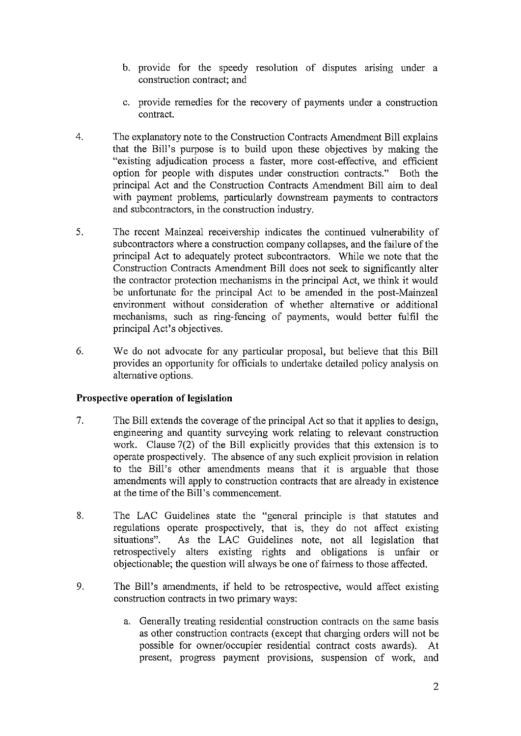b. provide for the speedy resolution of disputes arising under a construction contract; and

c. provide remedies for the recovery of payments under a construction contract.

4. The explanatory note to the Construction Contracts Amendment Bill explains that the Bill's purpose is to build upon these objectives by making the "existing adjudication process a faster, more cost-effective, and efficient option for people with disputes under construction contracts." Both the principal Act and the Construction Contracts Amendment Bill aim to deal with payment problems, particularly downstream payments to contractors and subcontractors, in the construction industry.

5. The recent Mainzeal receivership indicates the continued vulnerability of subcontractors where a construction company collapses, and the failure of the principal Act to adequately protect subcontractors. While we note that the Construction Contracts Amendment Bill does not seek to significantly alter the contractor protection mechanisms in the principal Act, we think it would be unfortunate for the principal Act to be amended in the post-Mainzeal environment without consideration of whether alternative or additional mechanisms, such as ring-fencing of payments, would better fulfil the principal Act's objectives.

6. We do not advocate for any particular proposal, but believe that this Bill provides an opportunity for officials to undertake detailed policy analysis on alternative options.

**Prospective operation of legislation**

7. The Bill extends the coverage of the principal Act so that it applies to design, engineering and quantity surveying work relating to relevant construction work. Clause 7(2) of the Bill explicitly provides that this extension is to operate prospectively. The absence of any such explicit provision in relation to the Bill's other amendments means that it is arguable that those amendments will apply to construction contracts that are already in existence at the time of the Bill's commencement.

8. The LAC Guidelines state the "general principle is that statutes and regulations operate prospectively, that is, they do not affect existing situations". As the LAC Guidelines note, not all legislation that retrospectively alters existing rights and obligations is unfair or objectionable; the question will always be one of fairness to those affected.

9. The Bill's amendments, if held to be retrospective, would affect existing construction contracts in two primary ways:

a. Generally treating residential construction contracts on the same basis as other construction contracts (except that charging orders will not be possible for owner/occupier residential contract costs awards). At present, progress payment provisions, suspension of work, and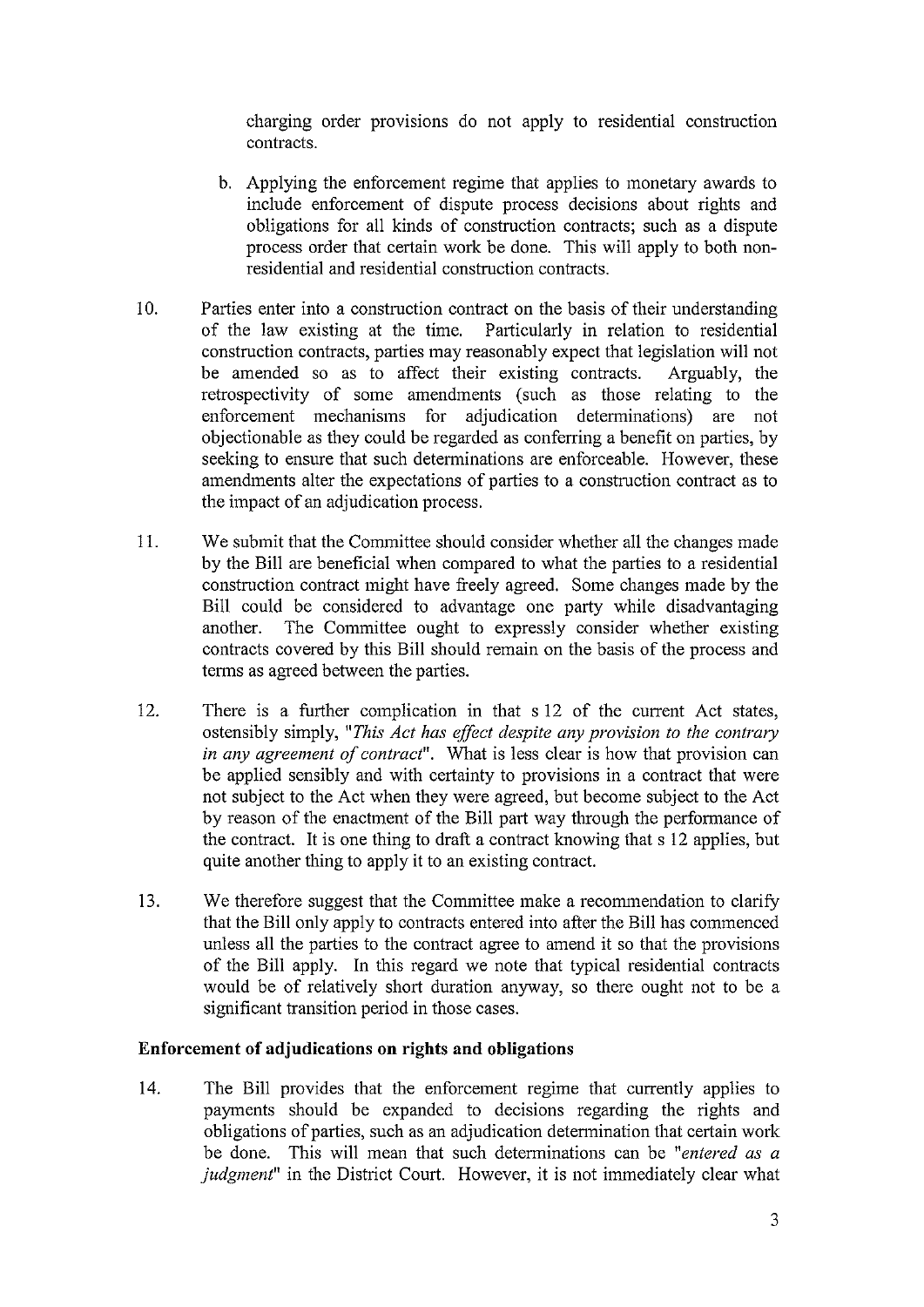charging order provisions do not apply to residential construction contracts.

b. Applying the enforcement regime that applies to monetary awards to include enforcement of dispute process decisions about rights and obligations for all kinds of construction contracts; such as a dispute process order that certain work be done. This will apply to both non-residential and residential construction contracts.

10. Parties enter into a construction contract on the basis of their understanding of the law existing at the time. Particularly in relation to residential construction contracts, parties may reasonably expect that legislation will not be amended so as to affect their existing contracts. Arguably, the retrospectivity of some amendments (such as those relating to the enforcement mechanisms for adjudication determinations) are not objectionable as they could be regarded as conferring a benefit on parties, by seeking to ensure that such determinations are enforceable. However, these amendments alter the expectations of parties to a construction contract as to the impact of an adjudication process.

11. We submit that the Committee should consider whether all the changes made by the Bill are beneficial when compared to what the parties to a residential construction contract might have freely agreed. Some changes made by the Bill could be considered to advantage one party while disadvantaging another. The Committee ought to expressly consider whether existing contracts covered by this Bill should remain on the basis of the process and terms as agreed between the parties.

12. There is a further complication in that s 12 of the current Act states, ostensibly simply, "*This Act has effect despite any provision to the contrary in any agreement of contract*". What is less clear is how that provision can be applied sensibly and with certainty to provisions in a contract that were not subject to the Act when they were agreed, but become subject to the Act by reason of the enactment of the Bill part way through the performance of the contract. It is one thing to draft a contract knowing that s 12 applies, but quite another thing to apply it to an existing contract.

13. We therefore suggest that the Committee make a recommendation to clarify that the Bill only apply to contracts entered into after the Bill has commenced unless all the parties to the contract agree to amend it so that the provisions of the Bill apply. In this regard we note that typical residential contracts would be of relatively short duration anyway, so there ought not to be a significant transition period in those cases.

**Enforcement of adjudications on rights and obligations**

14. The Bill provides that the enforcement regime that currently applies to payments should be expanded to decisions regarding the rights and obligations of parties, such as an adjudication determination that certain work be done. This will mean that such determinations can be "*entered as a judgment*" in the District Court. However, it is not immediately clear what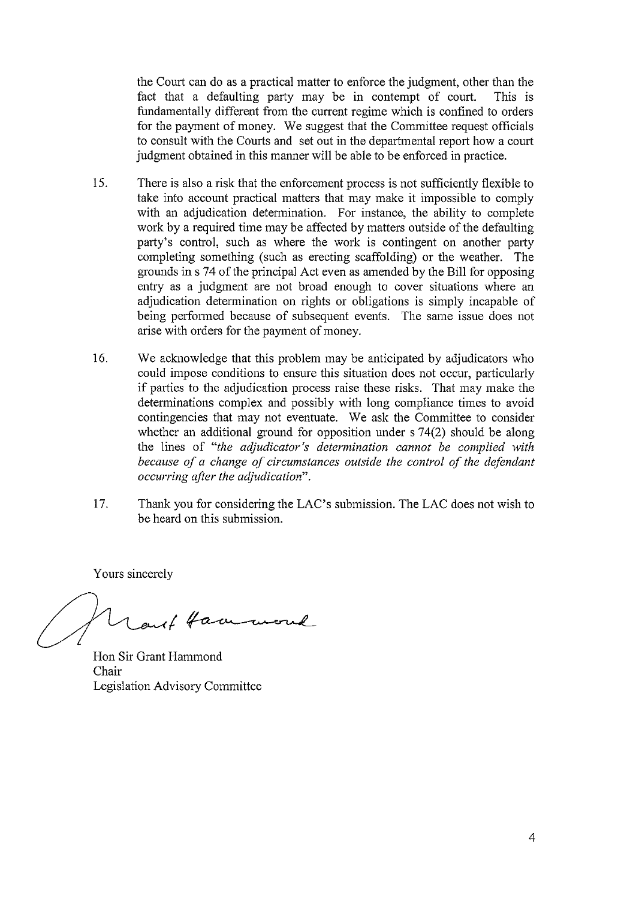the Court can do as a practical matter to enforce the judgment, other than the fact that a defaulting party may be in contempt of court. This is fundamentally different from the current regime which is confined to orders for the payment of money. We suggest that the Committee request officials to consult with the Courts and set out in the departmental report how a court judgment obtained in this manner will be able to be enforced in practice.

15. There is also a risk that the enforcement process is not sufficiently flexible to take into account practical matters that may make it impossible to comply with an adjudication determination. For instance, the ability to complete work by a required time may be affected by matters outside of the defaulting party's control, such as where the work is contingent on another party completing something (such as erecting scaffolding) or the weather. The grounds in s 74 of the principal Act even as amended by the Bill for opposing entry as a judgment are not broad enough to cover situations where an adjudication determination on rights or obligations is simply incapable of being performed because of subsequent events. The same issue does not arise with orders for the payment of money.

16. We acknowledge that this problem may be anticipated by adjudicators who could impose conditions to ensure this situation does not occur, particularly if parties to the adjudication process raise these risks. That may make the determinations complex and possibly with long compliance times to avoid contingencies that may not eventuate. We ask the Committee to consider whether an additional ground for opposition under s 74(2) should be along the lines of *"the adjudicator's determination cannot be complied with because of a change of circumstances outside the control of the defendant occurring after the adjudication"*.

17. Thank you for considering the LAC's submission. The LAC does not wish to be heard on this submission.

Yours sincerely

Hon Sir Grant Hammond
Chair
Legislation Advisory Committee